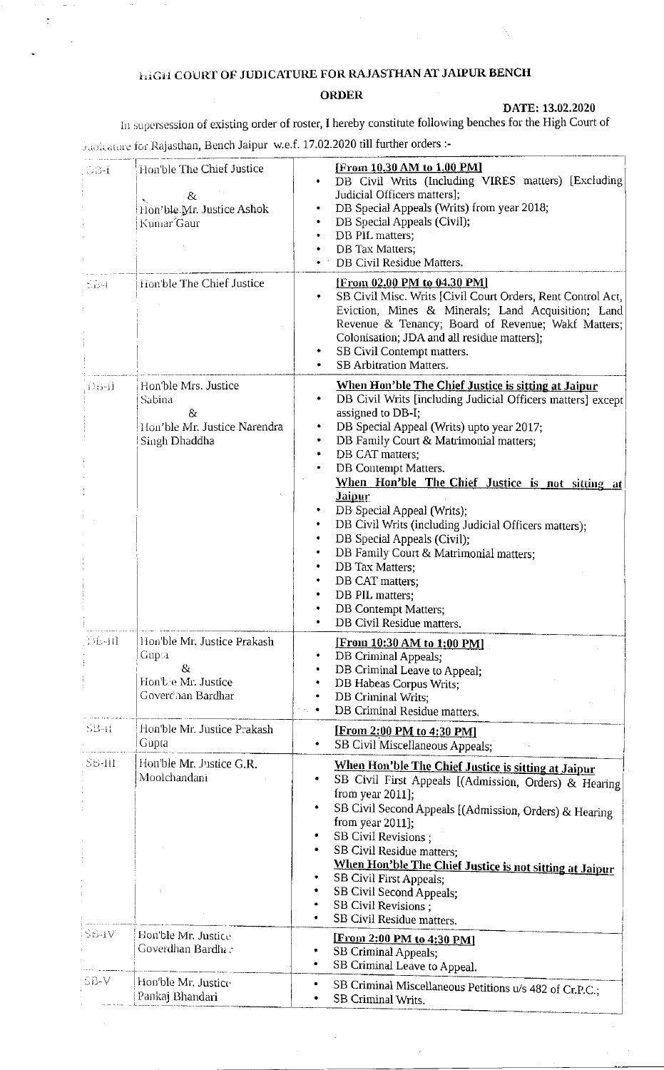# HIGH COURT OF JUDICATURE FOR RAJASTHAN AT JAIPUR BENCH

## ORDER

**DATE: 13.02.2020**

In supersession of existing order of roster, I hereby constitute following benches for the High Court of Judicature for Rajasthan, Bench Jaipur w.e.f. 17.02.2020 till further orders :-

| | | |
|---|---|---|
| DB-I | Hon'ble The Chief Justice & Hon'ble Mr. Justice Ashok Kumar Gaur | **[From 10.30 AM to 1.00 PM]**<br>• DB Civil Writs (Including VIRES matters) [Excluding Judicial Officers matters];<br>• DB Special Appeals (Writs) from year 2018;<br>• DB Special Appeals (Civil);<br>• DB PIL matters;<br>• DB Tax Matters;<br>• DB Civil Residue Matters. |
| SB-I | Hon'ble The Chief Justice | **[From 02.00 PM to 04.30 PM]**<br>• SB Civil Misc. Writs [Civil Court Orders, Rent Control Act, Eviction, Mines & Minerals; Land Acquisition; Land Revenue & Tenancy; Board of Revenue; Wakf Matters; Colonisation; JDA and all residue matters];<br>• SB Civil Contempt matters.<br>• SB Arbitration Matters. |
| DB-II | Hon'ble Mrs. Justice Sabina & Hon'ble Mr. Justice Narendra Singh Dhaddha | **When Hon'ble The Chief Justice is sitting at Jaipur**<br>• DB Civil Writs [including Judicial Officers matters] except assigned to DB-I;<br>• DB Special Appeal (Writs) upto year 2017;<br>• DB Family Court & Matrimonial matters;<br>• DB CAT matters;<br>• DB Contempt Matters.<br>**When Hon'ble The Chief Justice is not sitting at Jaipur**<br>• DB Special Appeal (Writs);<br>• DB Civil Writs (including Judicial Officers matters);<br>• DB Special Appeals (Civil);<br>• DB Family Court & Matrimonial matters;<br>• DB Tax Matters;<br>• DB CAT matters;<br>• DB PIL matters;<br>• DB Contempt Matters;<br>• DB Civil Residue matters. |
| DB-III | Hon'ble Mr. Justice Prakash Gupta & Hon'ble Mr. Justice Goverdhan Bardhar | **[From 10:30 AM to 1:00 PM]**<br>• DB Criminal Appeals;<br>• DB Criminal Leave to Appeal;<br>• DB Habeas Corpus Writs;<br>• DB Criminal Writs;<br>• DB Criminal Residue matters. |
| SB-II | Hon'ble Mr. Justice Prakash Gupta | **[From 2:00 PM to 4:30 PM]**<br>• SB Civil Miscellaneous Appeals; |
| SB-III | Hon'ble Mr. Justice G.R. Moolchandani | **When Hon'ble The Chief Justice is sitting at Jaipur**<br>• SB Civil First Appeals [(Admission, Orders) & Hearing from year 2011];<br>• SB Civil Second Appeals [(Admission, Orders) & Hearing from year 2011];<br>• SB Civil Revisions ;<br>• SB Civil Residue matters;<br>**When Hon'ble The Chief Justice is not sitting at Jaipur**<br>• SB Civil First Appeals;<br>• SB Civil Second Appeals;<br>• SB Civil Revisions ;<br>• SB Civil Residue matters. |
| SB-IV | Hon'ble Mr. Justice Goverdhan Bardhar | **[From 2:00 PM to 4:30 PM]**<br>• SB Criminal Appeals;<br>• SB Criminal Leave to Appeal. |
| SB-V | Hon'ble Mr. Justice Pankaj Bhandari | • SB Criminal Miscellaneous Petitions u/s 482 of Cr.P.C.;<br>• SB Criminal Writs. |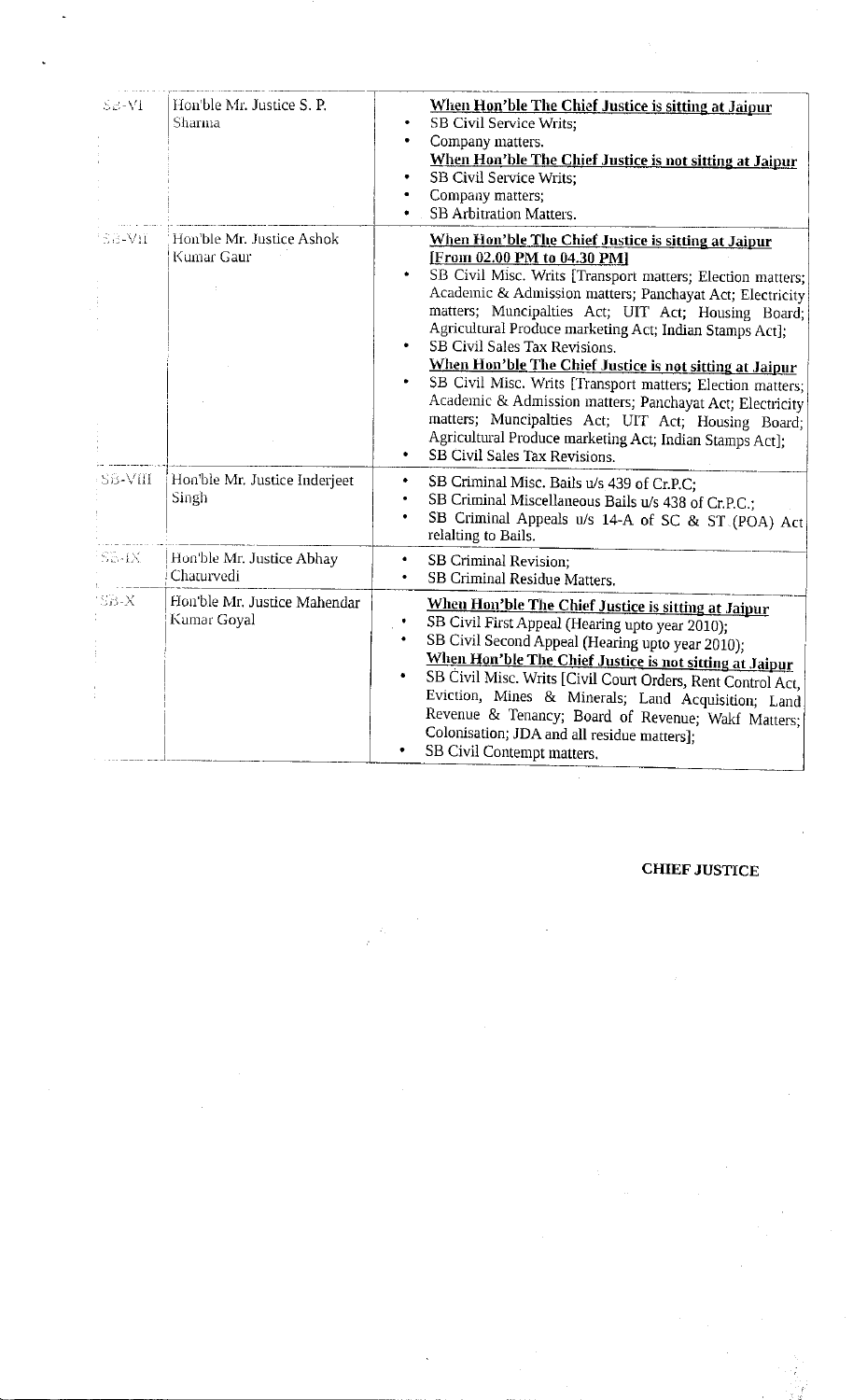| | | |
|---|---|---|
| SB-VI | Hon'ble Mr. Justice S. P. Sharma | **When Hon'ble The Chief Justice is sitting at Jaipur**<br>• SB Civil Service Writs;<br>• Company matters.<br>**When Hon'ble The Chief Justice is not sitting at Jaipur**<br>• SB Civil Service Writs;<br>• Company matters;<br>• SB Arbitration Matters. |
| SB-VII | Hon'ble Mr. Justice Ashok Kumar Gaur | **When Hon'ble The Chief Justice is sitting at Jaipur [From 02.00 PM to 04.30 PM]**<br>• SB Civil Misc. Writs [Transport matters; Election matters; Academic & Admission matters; Panchayat Act; Electricity matters; Muncipalties Act; UIT Act; Housing Board; Agricultural Produce marketing Act; Indian Stamps Act];<br>• SB Civil Sales Tax Revisions.<br>**When Hon'ble The Chief Justice is not sitting at Jaipur**<br>• SB Civil Misc. Writs [Transport matters; Election matters; Academic & Admission matters; Panchayat Act; Electricity matters; Muncipalties Act; UIT Act; Housing Board; Agricultural Produce marketing Act; Indian Stamps Act];<br>• SB Civil Sales Tax Revisions. |
| SB-VIII | Hon'ble Mr. Justice Inderjeet Singh | • SB Criminal Misc. Bails u/s 439 of Cr.P.C;<br>• SB Criminal Miscellaneous Bails u/s 438 of Cr.P.C.;<br>• SB Criminal Appeals u/s 14-A of SC & ST (POA) Act relalting to Bails. |
| SB-IX | Hon'ble Mr. Justice Abhay Chaturvedi | • SB Criminal Revision;<br>• SB Criminal Residue Matters. |
| SB-X | Hon'ble Mr. Justice Mahendar Kumar Goyal | **When Hon'ble The Chief Justice is sitting at Jaipur**<br>• SB Civil First Appeal (Hearing upto year 2010);<br>• SB Civil Second Appeal (Hearing upto year 2010);<br>**When Hon'ble The Chief Justice is not sitting at Jaipur**<br>• SB Civil Misc. Writs [Civil Court Orders, Rent Control Act, Eviction, Mines & Minerals; Land Acquisition; Land Revenue & Tenancy; Board of Revenue; Wakf Matters; Colonisation; JDA and all residue matters];<br>• SB Civil Contempt matters. |

**CHIEF JUSTICE**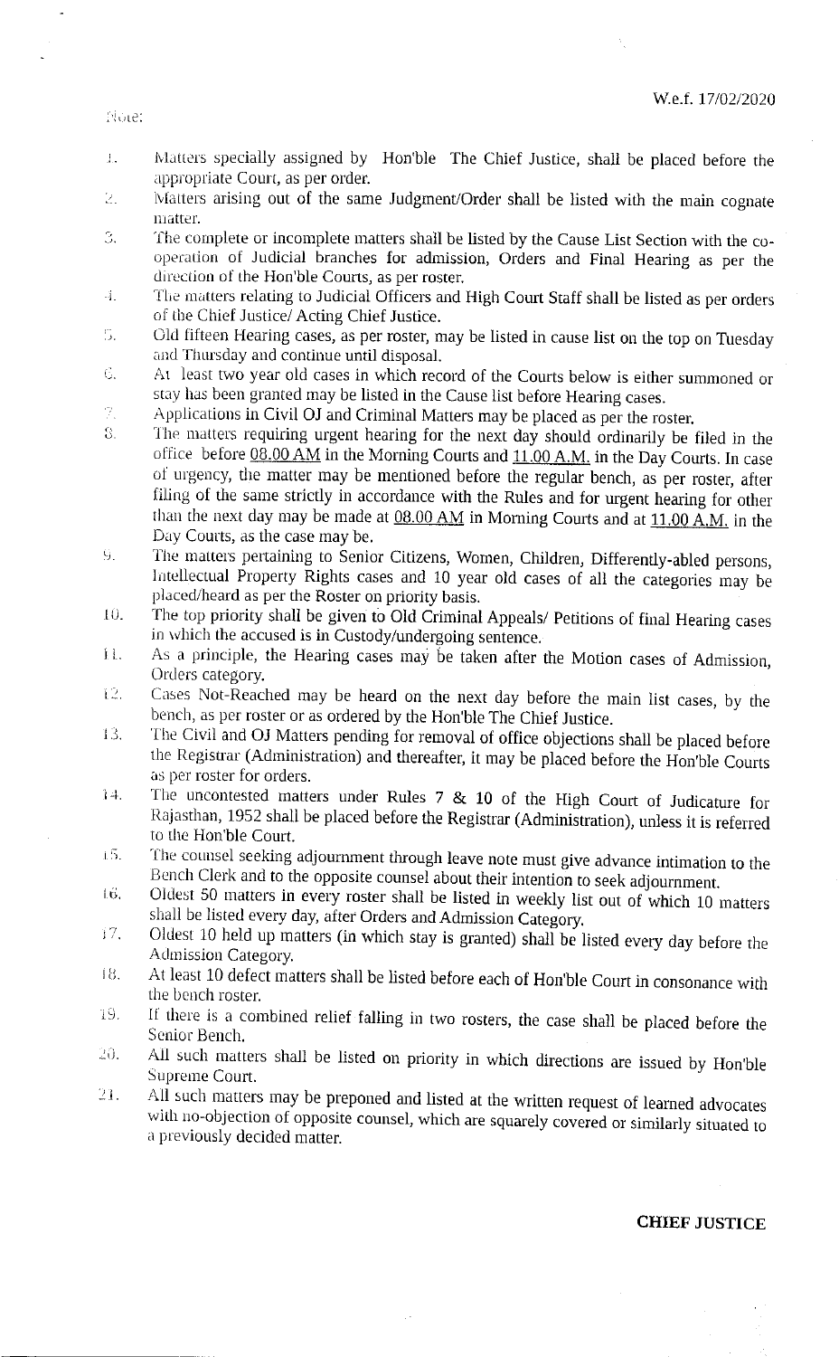W.e.f. 17/02/2020

Note:

1. Matters specially assigned by Hon'ble The Chief Justice, shall be placed before the appropriate Court, as per order.
2. Matters arising out of the same Judgment/Order shall be listed with the main cognate matter.
3. The complete or incomplete matters shall be listed by the Cause List Section with the co-operation of Judicial branches for admission, Orders and Final Hearing as per the direction of the Hon'ble Courts, as per roster.
4. The matters relating to Judicial Officers and High Court Staff shall be listed as per orders of the Chief Justice/ Acting Chief Justice.
5. Old fifteen Hearing cases, as per roster, may be listed in cause list on the top on Tuesday and Thursday and continue until disposal.
6. At least two year old cases in which record of the Courts below is either summoned or stay has been granted may be listed in the Cause list before Hearing cases.
7. Applications in Civil OJ and Criminal Matters may be placed as per the roster.
8. The matters requiring urgent hearing for the next day should ordinarily be filed in the office before 08.00 AM in the Morning Courts and 11.00 A.M. in the Day Courts. In case of urgency, the matter may be mentioned before the regular bench, as per roster, after filing of the same strictly in accordance with the Rules and for urgent hearing for other than the next day may be made at 08.00 AM in Morning Courts and at 11.00 A.M. in the Day Courts, as the case may be.
9. The matters pertaining to Senior Citizens, Women, Children, Differently-abled persons, Intellectual Property Rights cases and 10 year old cases of all the categories may be placed/heard as per the Roster on priority basis.
10. The top priority shall be given to Old Criminal Appeals/ Petitions of final Hearing cases in which the accused is in Custody/undergoing sentence.
11. As a principle, the Hearing cases may be taken after the Motion cases of Admission, Orders category.
12. Cases Not-Reached may be heard on the next day before the main list cases, by the bench, as per roster or as ordered by the Hon'ble The Chief Justice.
13. The Civil and OJ Matters pending for removal of office objections shall be placed before the Registrar (Administration) and thereafter, it may be placed before the Hon'ble Courts as per roster for orders.
14. The uncontested matters under Rules 7 & 10 of the High Court of Judicature for Rajasthan, 1952 shall be placed before the Registrar (Administration), unless it is referred to the Hon'ble Court.
15. The counsel seeking adjournment through leave note must give advance intimation to the Bench Clerk and to the opposite counsel about their intention to seek adjournment.
16. Oldest 50 matters in every roster shall be listed in weekly list out of which 10 matters shall be listed every day, after Orders and Admission Category.
17. Oldest 10 held up matters (in which stay is granted) shall be listed every day before the Admission Category.
18. At least 10 defect matters shall be listed before each of Hon'ble Court in consonance with the bench roster.
19. If there is a combined relief falling in two rosters, the case shall be placed before the Senior Bench.
20. All such matters shall be listed on priority in which directions are issued by Hon'ble Supreme Court.
21. All such matters may be preponed and listed at the written request of learned advocates with no-objection of opposite counsel, which are squarely covered or similarly situated to a previously decided matter.

**CHIEF JUSTICE**